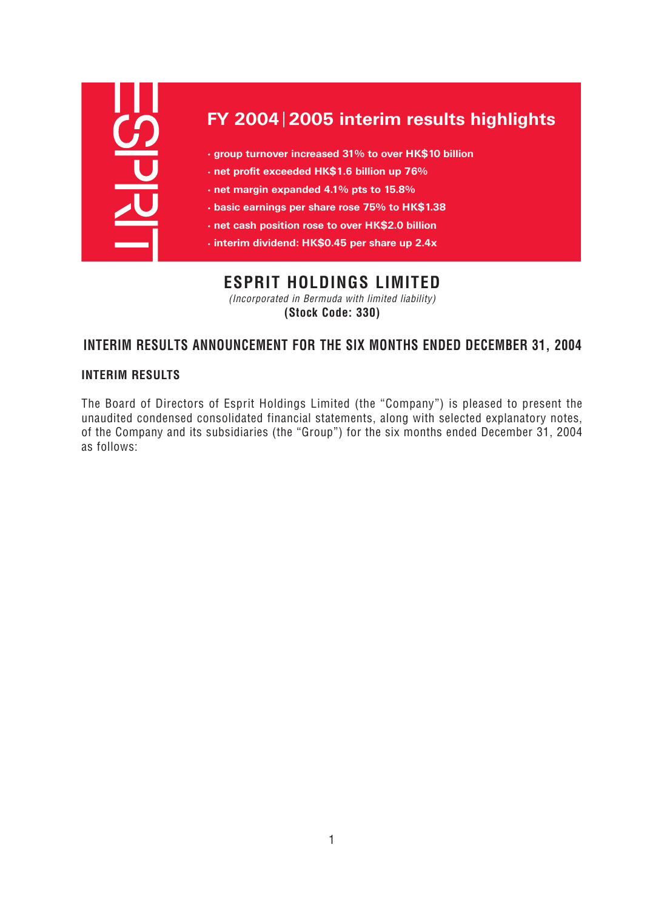## FY 2004 | 2005 interim results highlights

- group turnover increased 31% to over HK$10 billion
- net profit exceeded HK$1.6 billion up 76%
- net margin expanded 4.1% pts to 15.8%
- basic earnings per share rose 75% to HK$1.38
- net cash position rose to over HK$2.0 billion
- interim dividend: HK$0.45 per share up 2.4x

# ESPRIT HOLDINGS LIMITED

*(Incorporated in Bermuda with limited liability)*

**(Stock Code: 330)**

## INTERIM RESULTS ANNOUNCEMENT FOR THE SIX MONTHS ENDED DECEMBER 31, 2004

### INTERIM RESULTS

The Board of Directors of Esprit Holdings Limited (the "Company") is pleased to present the unaudited condensed consolidated financial statements, along with selected explanatory notes, of the Company and its subsidiaries (the "Group") for the six months ended December 31, 2004 as follows: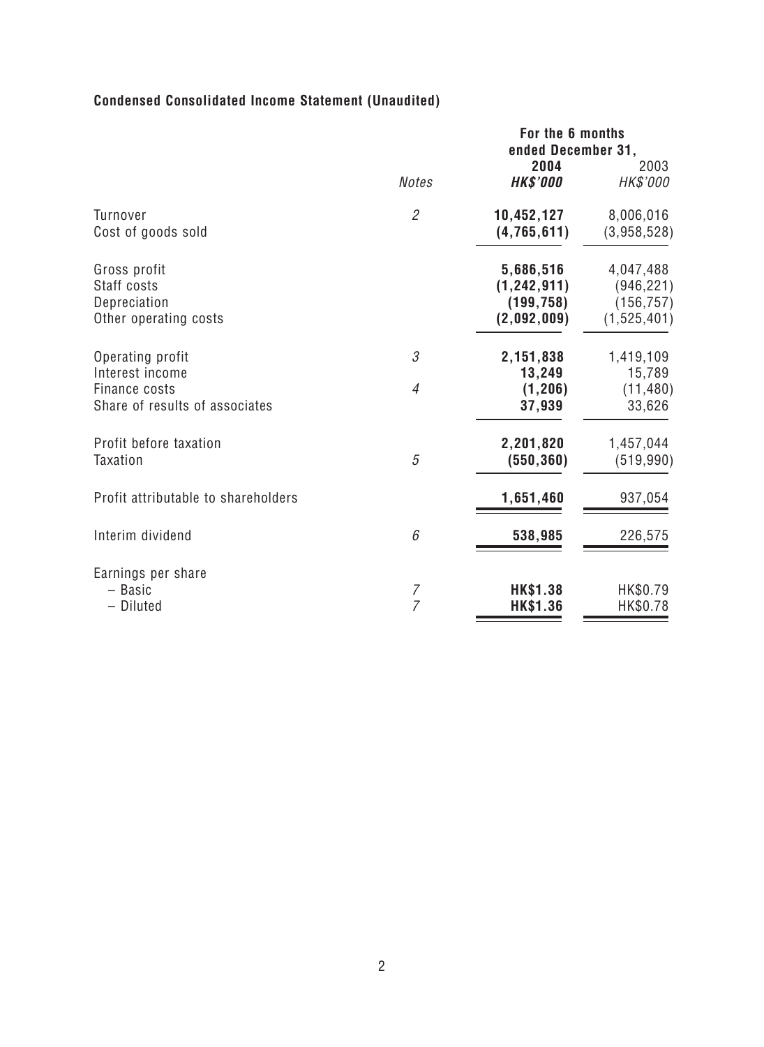**Condensed Consolidated Income Statement (Unaudited)**

| | | For the 6 months ended December 31, | |
|---|---|---|---|
| | *Notes* | **2004** | 2003 |
| | | ***HK$'000*** | *HK$'000* |
| Turnover | *2* | **10,452,127** | 8,006,016 |
| Cost of goods sold | | **(4,765,611)** | (3,958,528) |
| Gross profit | | **5,686,516** | 4,047,488 |
| Staff costs | | **(1,242,911)** | (946,221) |
| Depreciation | | **(199,758)** | (156,757) |
| Other operating costs | | **(2,092,009)** | (1,525,401) |
| Operating profit | *3* | **2,151,838** | 1,419,109 |
| Interest income | | **13,249** | 15,789 |
| Finance costs | *4* | **(1,206)** | (11,480) |
| Share of results of associates | | **37,939** | 33,626 |
| Profit before taxation | | **2,201,820** | 1,457,044 |
| Taxation | *5* | **(550,360)** | (519,990) |
| Profit attributable to shareholders | | **1,651,460** | 937,054 |
| Interim dividend | *6* | **538,985** | 226,575 |
| Earnings per share | | | |
| – Basic | *7* | **HK$1.38** | HK$0.79 |
| – Diluted | *7* | **HK$1.36** | HK$0.78 |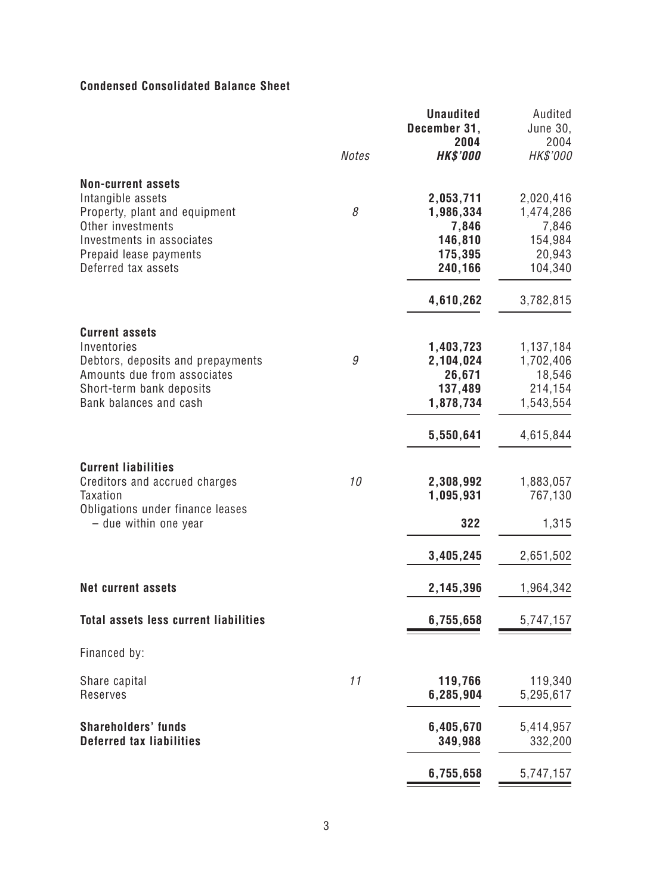**Condensed Consolidated Balance Sheet**

| | *Notes* | **Unaudited December 31, 2004 *HK$'000*** | Audited June 30, 2004 *HK$'000* |
|---|---|---|---|
| **Non-current assets** | | | |
| Intangible assets | | **2,053,711** | 2,020,416 |
| Property, plant and equipment | *8* | **1,986,334** | 1,474,286 |
| Other investments | | **7,846** | 7,846 |
| Investments in associates | | **146,810** | 154,984 |
| Prepaid lease payments | | **175,395** | 20,943 |
| Deferred tax assets | | **240,166** | 104,340 |
| | | **4,610,262** | 3,782,815 |
| **Current assets** | | | |
| Inventories | | **1,403,723** | 1,137,184 |
| Debtors, deposits and prepayments | *9* | **2,104,024** | 1,702,406 |
| Amounts due from associates | | **26,671** | 18,546 |
| Short-term bank deposits | | **137,489** | 214,154 |
| Bank balances and cash | | **1,878,734** | 1,543,554 |
| | | **5,550,641** | 4,615,844 |
| **Current liabilities** | | | |
| Creditors and accrued charges | *10* | **2,308,992** | 1,883,057 |
| Taxation | | **1,095,931** | 767,130 |
| Obligations under finance leases – due within one year | | **322** | 1,315 |
| | | **3,405,245** | 2,651,502 |
| **Net current assets** | | **2,145,396** | 1,964,342 |
| **Total assets less current liabilities** | | **6,755,658** | 5,747,157 |
| Financed by: | | | |
| Share capital | *11* | **119,766** | 119,340 |
| Reserves | | **6,285,904** | 5,295,617 |
| **Shareholders' funds** | | **6,405,670** | 5,414,957 |
| **Deferred tax liabilities** | | **349,988** | 332,200 |
| | | **6,755,658** | 5,747,157 |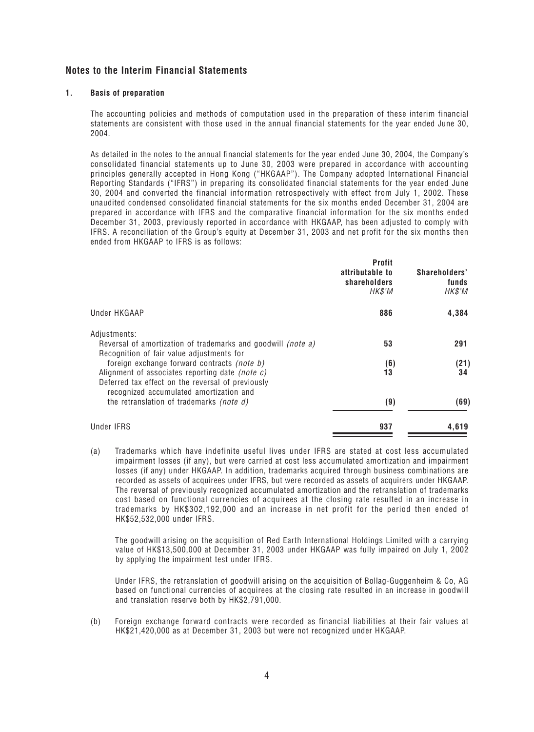## Notes to the Interim Financial Statements

### 1. Basis of preparation

The accounting policies and methods of computation used in the preparation of these interim financial statements are consistent with those used in the annual financial statements for the year ended June 30, 2004.

As detailed in the notes to the annual financial statements for the year ended June 30, 2004, the Company's consolidated financial statements up to June 30, 2003 were prepared in accordance with accounting principles generally accepted in Hong Kong ("HKGAAP"). The Company adopted International Financial Reporting Standards ("IFRS") in preparing its consolidated financial statements for the year ended June 30, 2004 and converted the financial information retrospectively with effect from July 1, 2002. These unaudited condensed consolidated financial statements for the six months ended December 31, 2004 are prepared in accordance with IFRS and the comparative financial information for the six months ended December 31, 2003, previously reported in accordance with HKGAAP, has been adjusted to comply with IFRS. A reconciliation of the Group's equity at December 31, 2003 and net profit for the six months then ended from HKGAAP to IFRS is as follows:

| | Profit attributable to shareholders *HK$'M* | Shareholders' funds *HK$'M* |
|---|---|---|
| Under HKGAAP | **886** | **4,384** |
| Adjustments: | | |
| Reversal of amortization of trademarks and goodwill *(note a)* | **53** | **291** |
| Recognition of fair value adjustments for foreign exchange forward contracts *(note b)* | **(6)** | **(21)** |
| Alignment of associates reporting date *(note c)* | **13** | **34** |
| Deferred tax effect on the reversal of previously recognized accumulated amortization and the retranslation of trademarks *(note d)* | **(9)** | **(69)** |
| Under IFRS | **937** | **4,619** |

(a) Trademarks which have indefinite useful lives under IFRS are stated at cost less accumulated impairment losses (if any), but were carried at cost less accumulated amortization and impairment losses (if any) under HKGAAP. In addition, trademarks acquired through business combinations are recorded as assets of acquirees under IFRS, but were recorded as assets of acquirers under HKGAAP. The reversal of previously recognized accumulated amortization and the retranslation of trademarks cost based on functional currencies of acquirees at the closing rate resulted in an increase in trademarks by HK$302,192,000 and an increase in net profit for the period then ended of HK$52,532,000 under IFRS.

The goodwill arising on the acquisition of Red Earth International Holdings Limited with a carrying value of HK$13,500,000 at December 31, 2003 under HKGAAP was fully impaired on July 1, 2002 by applying the impairment test under IFRS.

Under IFRS, the retranslation of goodwill arising on the acquisition of Bollag-Guggenheim & Co, AG based on functional currencies of acquirees at the closing rate resulted in an increase in goodwill and translation reserve both by HK$2,791,000.

(b) Foreign exchange forward contracts were recorded as financial liabilities at their fair values at HK$21,420,000 as at December 31, 2003 but were not recognized under HKGAAP.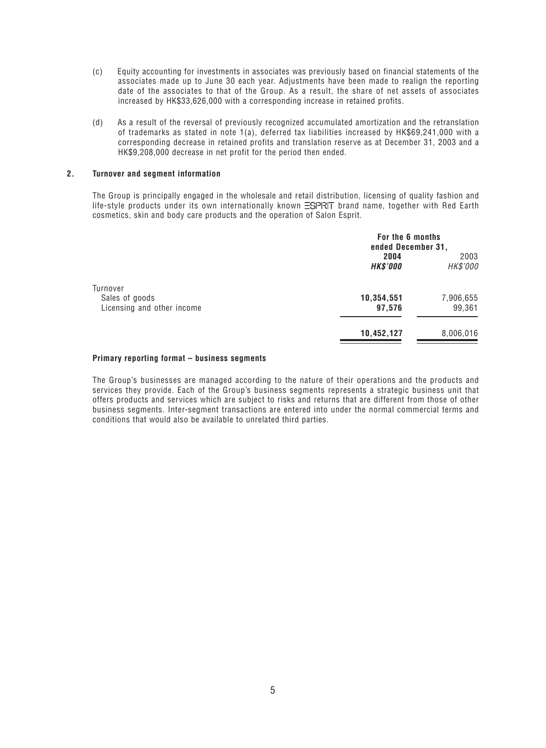(c) Equity accounting for investments in associates was previously based on financial statements of the associates made up to June 30 each year. Adjustments have been made to realign the reporting date of the associates to that of the Group. As a result, the share of net assets of associates increased by HK$33,626,000 with a corresponding increase in retained profits.

(d) As a result of the reversal of previously recognized accumulated amortization and the retranslation of trademarks as stated in note 1(a), deferred tax liabilities increased by HK$69,241,000 with a corresponding decrease in retained profits and translation reserve as at December 31, 2003 and a HK$9,208,000 decrease in net profit for the period then ended.

## 2. Turnover and segment information

The Group is principally engaged in the wholesale and retail distribution, licensing of quality fashion and life-style products under its own internationally known ESPRIT brand name, together with Red Earth cosmetics, skin and body care products and the operation of Salon Esprit.

| | For the 6 months ended December 31, | |
|---|---|---|
| | **2004** | 2003 |
| | ***HK$'000*** | *HK$'000* |
| Turnover | | |
| Sales of goods | **10,354,551** | 7,906,655 |
| Licensing and other income | **97,576** | 99,361 |
| | **10,452,127** | 8,006,016 |

**Primary reporting format – business segments**

The Group's businesses are managed according to the nature of their operations and the products and services they provide. Each of the Group's business segments represents a strategic business unit that offers products and services which are subject to risks and returns that are different from those of other business segments. Inter-segment transactions are entered into under the normal commercial terms and conditions that would also be available to unrelated third parties.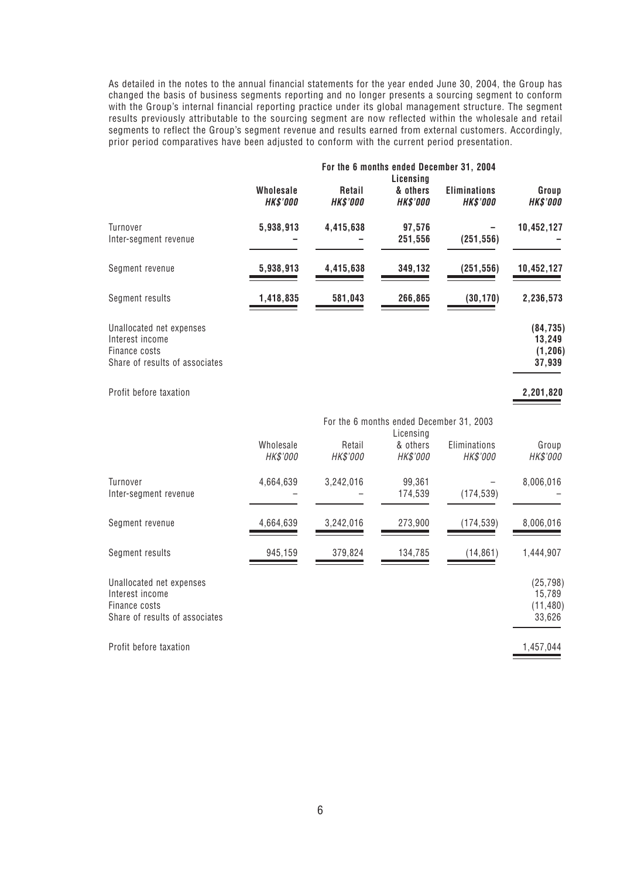As detailed in the notes to the annual financial statements for the year ended June 30, 2004, the Group has changed the basis of business segments reporting and no longer presents a sourcing segment to conform with the Group's internal financial reporting practice under its global management structure. The segment results previously attributable to the sourcing segment are now reflected within the wholesale and retail segments to reflect the Group's segment revenue and results earned from external customers. Accordingly, prior period comparatives have been adjusted to conform with the current period presentation.

| | For the 6 months ended December 31, 2004 | | | | |
|---|---|---|---|---|---|
| | **Wholesale** | **Retail** | **Licensing & others** | **Eliminations** | **Group** |
| | ***HK$'000*** | ***HK$'000*** | ***HK$'000*** | ***HK$'000*** | ***HK$'000*** |
| Turnover | **5,938,913** | **4,415,638** | **97,576** | **–** | **10,452,127** |
| Inter-segment revenue | **–** | **–** | **251,556** | **(251,556)** | **–** |
| Segment revenue | **5,938,913** | **4,415,638** | **349,132** | **(251,556)** | **10,452,127** |
| Segment results | **1,418,835** | **581,043** | **266,865** | **(30,170)** | **2,236,573** |
| Unallocated net expenses | | | | | **(84,735)** |
| Interest income | | | | | **13,249** |
| Finance costs | | | | | **(1,206)** |
| Share of results of associates | | | | | **37,939** |
| Profit before taxation | | | | | **2,201,820** |

| | For the 6 months ended December 31, 2003 | | | | |
|---|---|---|---|---|---|
| | Wholesale | Retail | Licensing & others | Eliminations | Group |
| | *HK$'000* | *HK$'000* | *HK$'000* | *HK$'000* | *HK$'000* |
| Turnover | 4,664,639 | 3,242,016 | 99,361 | – | 8,006,016 |
| Inter-segment revenue | – | – | 174,539 | (174,539) | – |
| Segment revenue | 4,664,639 | 3,242,016 | 273,900 | (174,539) | 8,006,016 |
| Segment results | 945,159 | 379,824 | 134,785 | (14,861) | 1,444,907 |
| Unallocated net expenses | | | | | (25,798) |
| Interest income | | | | | 15,789 |
| Finance costs | | | | | (11,480) |
| Share of results of associates | | | | | 33,626 |
| Profit before taxation | | | | | 1,457,044 |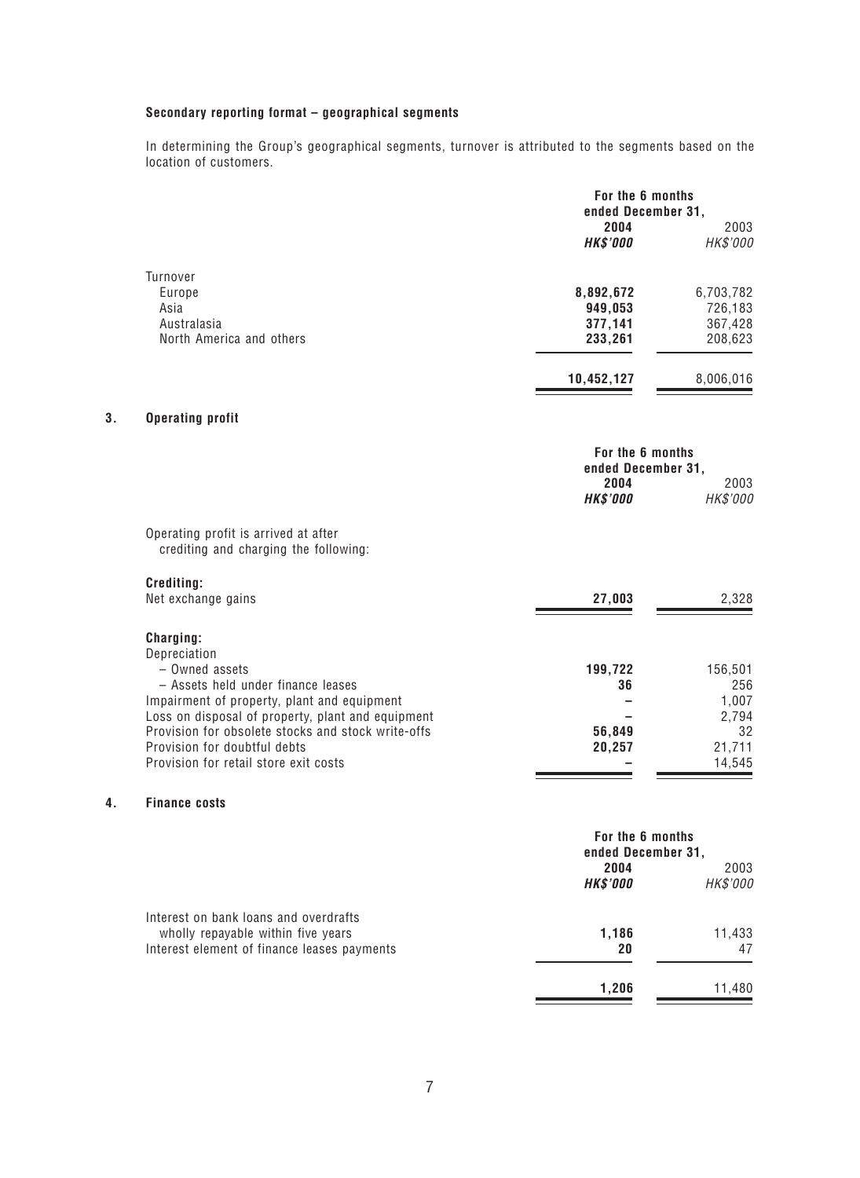**Secondary reporting format – geographical segments**

In determining the Group's geographical segments, turnover is attributed to the segments based on the location of customers.

| | For the 6 months ended December 31, | |
|---|---|---|
| | **2004** | 2003 |
| | ***HK$'000*** | *HK$'000* |
| Turnover | | |
| Europe | **8,892,672** | 6,703,782 |
| Asia | **949,053** | 726,183 |
| Australasia | **377,141** | 367,428 |
| North America and others | **233,261** | 208,623 |
| | **10,452,127** | 8,006,016 |

## 3. Operating profit

| | For the 6 months ended December 31, | |
|---|---|---|
| | **2004** | 2003 |
| | ***HK$'000*** | *HK$'000* |
| Operating profit is arrived at after crediting and charging the following: | | |
| **Crediting:** | | |
| Net exchange gains | **27,003** | 2,328 |
| **Charging:** | | |
| Depreciation | | |
| – Owned assets | **199,722** | 156,501 |
| – Assets held under finance leases | **36** | 256 |
| Impairment of property, plant and equipment | **–** | 1,007 |
| Loss on disposal of property, plant and equipment | **–** | 2,794 |
| Provision for obsolete stocks and stock write-offs | **56,849** | 32 |
| Provision for doubtful debts | **20,257** | 21,711 |
| Provision for retail store exit costs | **–** | 14,545 |

## 4. Finance costs

| | For the 6 months ended December 31, | |
|---|---|---|
| | **2004** | 2003 |
| | ***HK$'000*** | *HK$'000* |
| Interest on bank loans and overdrafts wholly repayable within five years | **1,186** | 11,433 |
| Interest element of finance leases payments | **20** | 47 |
| | **1,206** | 11,480 |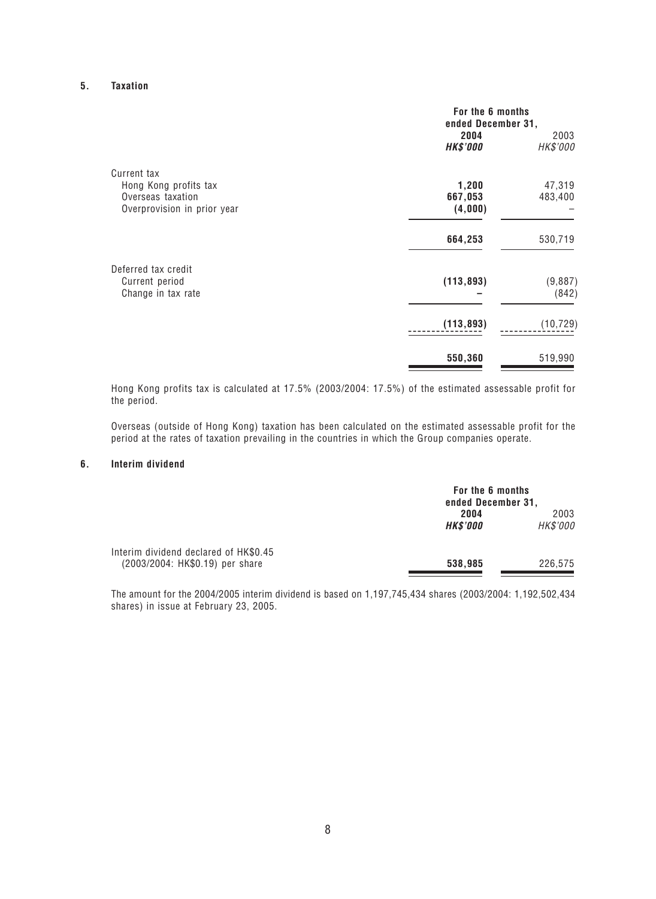### 5. Taxation

| | For the 6 months ended December 31, | |
|---|---|---|
| | **2004** | 2003 |
| | ***HK$'000*** | *HK$'000* |
| Current tax | | |
| Hong Kong profits tax | **1,200** | 47,319 |
| Overseas taxation | **667,053** | 483,400 |
| Overprovision in prior year | **(4,000)** | – |
| | **664,253** | 530,719 |
| Deferred tax credit | | |
| Current period | **(113,893)** | (9,887) |
| Change in tax rate | **–** | (842) |
| | **(113,893)** | (10,729) |
| | **550,360** | 519,990 |

Hong Kong profits tax is calculated at 17.5% (2003/2004: 17.5%) of the estimated assessable profit for the period.

Overseas (outside of Hong Kong) taxation has been calculated on the estimated assessable profit for the period at the rates of taxation prevailing in the countries in which the Group companies operate.

### 6. Interim dividend

| | For the 6 months ended December 31, | |
|---|---|---|
| | **2004** | 2003 |
| | ***HK$'000*** | *HK$'000* |
| Interim dividend declared of HK$0.45 (2003/2004: HK$0.19) per share | **538,985** | 226,575 |

The amount for the 2004/2005 interim dividend is based on 1,197,745,434 shares (2003/2004: 1,192,502,434 shares) in issue at February 23, 2005.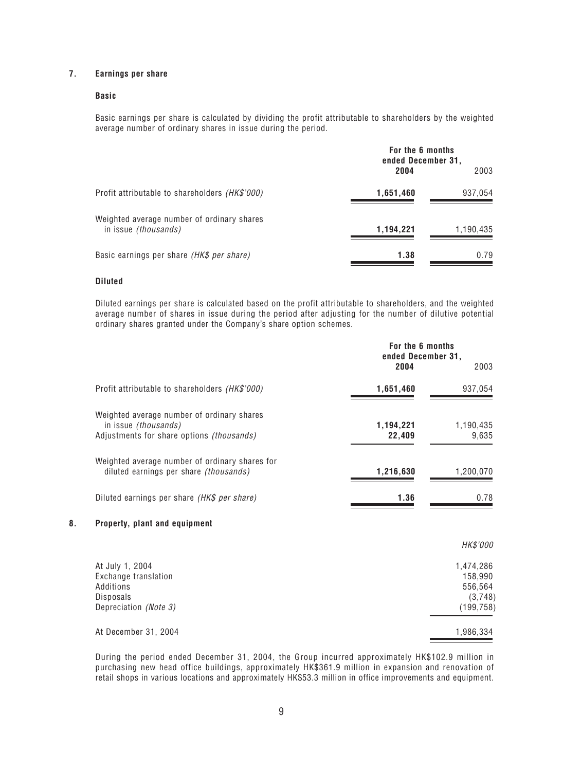## 7. Earnings per share

### Basic

Basic earnings per share is calculated by dividing the profit attributable to shareholders by the weighted average number of ordinary shares in issue during the period.

| | For the 6 months ended December 31, | |
|---|---|---|
| | **2004** | 2003 |
| Profit attributable to shareholders *(HK$'000)* | **1,651,460** | 937,054 |
| Weighted average number of ordinary shares in issue *(thousands)* | **1,194,221** | 1,190,435 |
| Basic earnings per share *(HK$ per share)* | **1.38** | 0.79 |

### Diluted

Diluted earnings per share is calculated based on the profit attributable to shareholders, and the weighted average number of shares in issue during the period after adjusting for the number of dilutive potential ordinary shares granted under the Company's share option schemes.

| | For the 6 months ended December 31, | |
|---|---|---|
| | **2004** | 2003 |
| Profit attributable to shareholders *(HK$'000)* | **1,651,460** | 937,054 |
| Weighted average number of ordinary shares in issue *(thousands)* | **1,194,221** | 1,190,435 |
| Adjustments for share options *(thousands)* | **22,409** | 9,635 |
| Weighted average number of ordinary shares for diluted earnings per share *(thousands)* | **1,216,630** | 1,200,070 |
| Diluted earnings per share *(HK$ per share)* | **1.36** | 0.78 |

## 8. Property, plant and equipment

| | *HK$'000* |
|---|---|
| At July 1, 2004 | 1,474,286 |
| Exchange translation | 158,990 |
| Additions | 556,564 |
| Disposals | (3,748) |
| Depreciation *(Note 3)* | (199,758) |
| At December 31, 2004 | 1,986,334 |

During the period ended December 31, 2004, the Group incurred approximately HK$102.9 million in purchasing new head office buildings, approximately HK$361.9 million in expansion and renovation of retail shops in various locations and approximately HK$53.3 million in office improvements and equipment.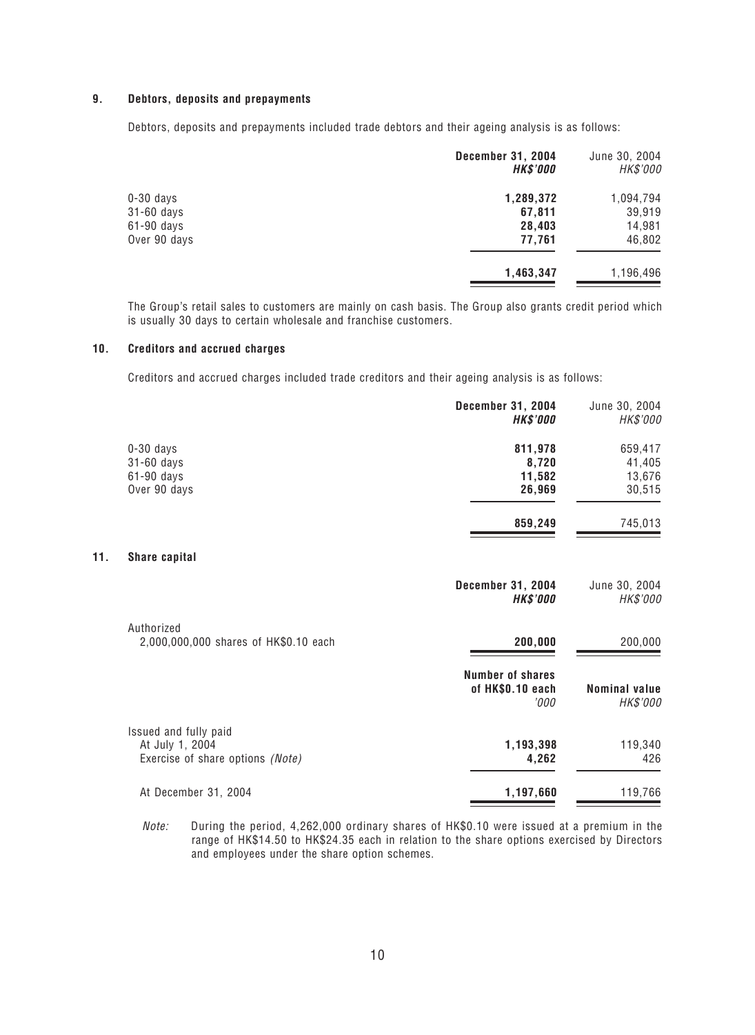### 9. Debtors, deposits and prepayments

Debtors, deposits and prepayments included trade debtors and their ageing analysis is as follows:

| | **December 31, 2004** | June 30, 2004 |
|---|---|---|
| | ***HK$'000*** | *HK$'000* |
| 0-30 days | **1,289,372** | 1,094,794 |
| 31-60 days | **67,811** | 39,919 |
| 61-90 days | **28,403** | 14,981 |
| Over 90 days | **77,761** | 46,802 |
| | **1,463,347** | 1,196,496 |

The Group's retail sales to customers are mainly on cash basis. The Group also grants credit period which is usually 30 days to certain wholesale and franchise customers.

### 10. Creditors and accrued charges

Creditors and accrued charges included trade creditors and their ageing analysis is as follows:

| | **December 31, 2004** | June 30, 2004 |
|---|---|---|
| | ***HK$'000*** | *HK$'000* |
| 0-30 days | **811,978** | 659,417 |
| 31-60 days | **8,720** | 41,405 |
| 61-90 days | **11,582** | 13,676 |
| Over 90 days | **26,969** | 30,515 |
| | **859,249** | 745,013 |

### 11. Share capital

| | **December 31, 2004** | June 30, 2004 |
|---|---|---|
| | ***HK$'000*** | *HK$'000* |
| Authorized | | |
| 2,000,000,000 shares of HK$0.10 each | **200,000** | 200,000 |

| | **Number of shares of HK$0.10 each** | **Nominal value** |
|---|---|---|
| | *'000* | *HK$'000* |
| Issued and fully paid | | |
| At July 1, 2004 | **1,193,398** | 119,340 |
| Exercise of share options *(Note)* | **4,262** | 426 |
| At December 31, 2004 | **1,197,660** | 119,766 |

*Note:* During the period, 4,262,000 ordinary shares of HK$0.10 were issued at a premium in the range of HK$14.50 to HK$24.35 each in relation to the share options exercised by Directors and employees under the share option schemes.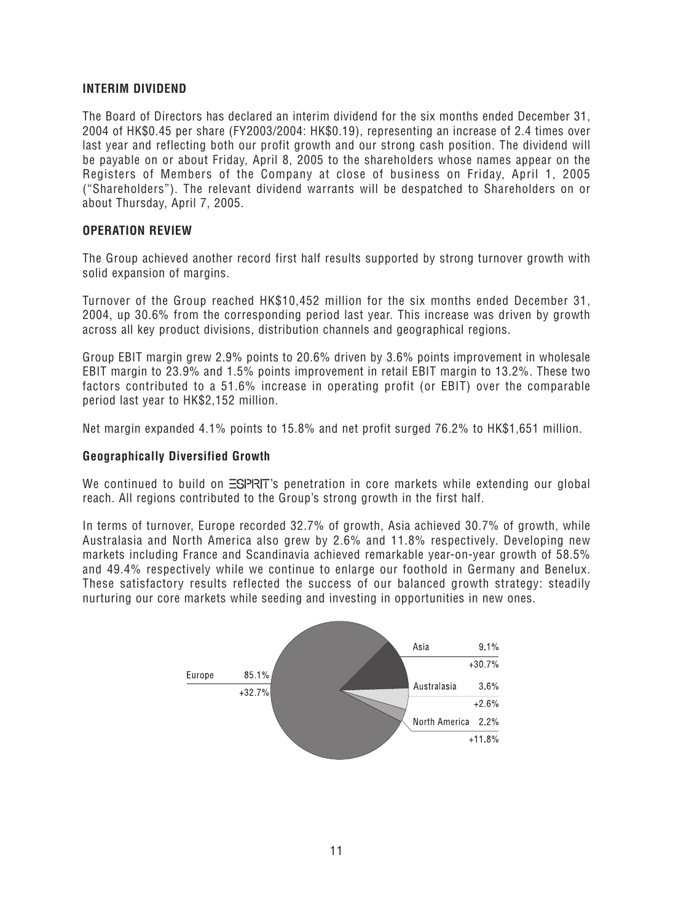## INTERIM DIVIDEND

The Board of Directors has declared an interim dividend for the six months ended December 31, 2004 of HK$0.45 per share (FY2003/2004: HK$0.19), representing an increase of 2.4 times over last year and reflecting both our profit growth and our strong cash position. The dividend will be payable on or about Friday, April 8, 2005 to the shareholders whose names appear on the Registers of Members of the Company at close of business on Friday, April 1, 2005 ("Shareholders"). The relevant dividend warrants will be despatched to Shareholders on or about Thursday, April 7, 2005.

## OPERATION REVIEW

The Group achieved another record first half results supported by strong turnover growth with solid expansion of margins.

Turnover of the Group reached HK$10,452 million for the six months ended December 31, 2004, up 30.6% from the corresponding period last year. This increase was driven by growth across all key product divisions, distribution channels and geographical regions.

Group EBIT margin grew 2.9% points to 20.6% driven by 3.6% points improvement in wholesale EBIT margin to 23.9% and 1.5% points improvement in retail EBIT margin to 13.2%. These two factors contributed to a 51.6% increase in operating profit (or EBIT) over the comparable period last year to HK$2,152 million.

Net margin expanded 4.1% points to 15.8% and net profit surged 76.2% to HK$1,651 million.

### Geographically Diversified Growth

We continued to build on ESPRIT's penetration in core markets while extending our global reach. All regions contributed to the Group's strong growth in the first half.

In terms of turnover, Europe recorded 32.7% of growth, Asia achieved 30.7% of growth, while Australasia and North America also grew by 2.6% and 11.8% respectively. Developing new markets including France and Scandinavia achieved remarkable year-on-year growth of 58.5% and 49.4% respectively while we continue to enlarge our foothold in Germany and Benelux. These satisfactory results reflected the success of our balanced growth strategy: steadily nurturing our core markets while seeding and investing in opportunities in new ones.

| Region | Share | Growth |
|---|---|---|
| Europe | 85.1% | +32.7% |
| Asia | 9.1% | +30.7% |
| Australasia | 3.6% | +2.6% |
| North America | 2.2% | +11.8% |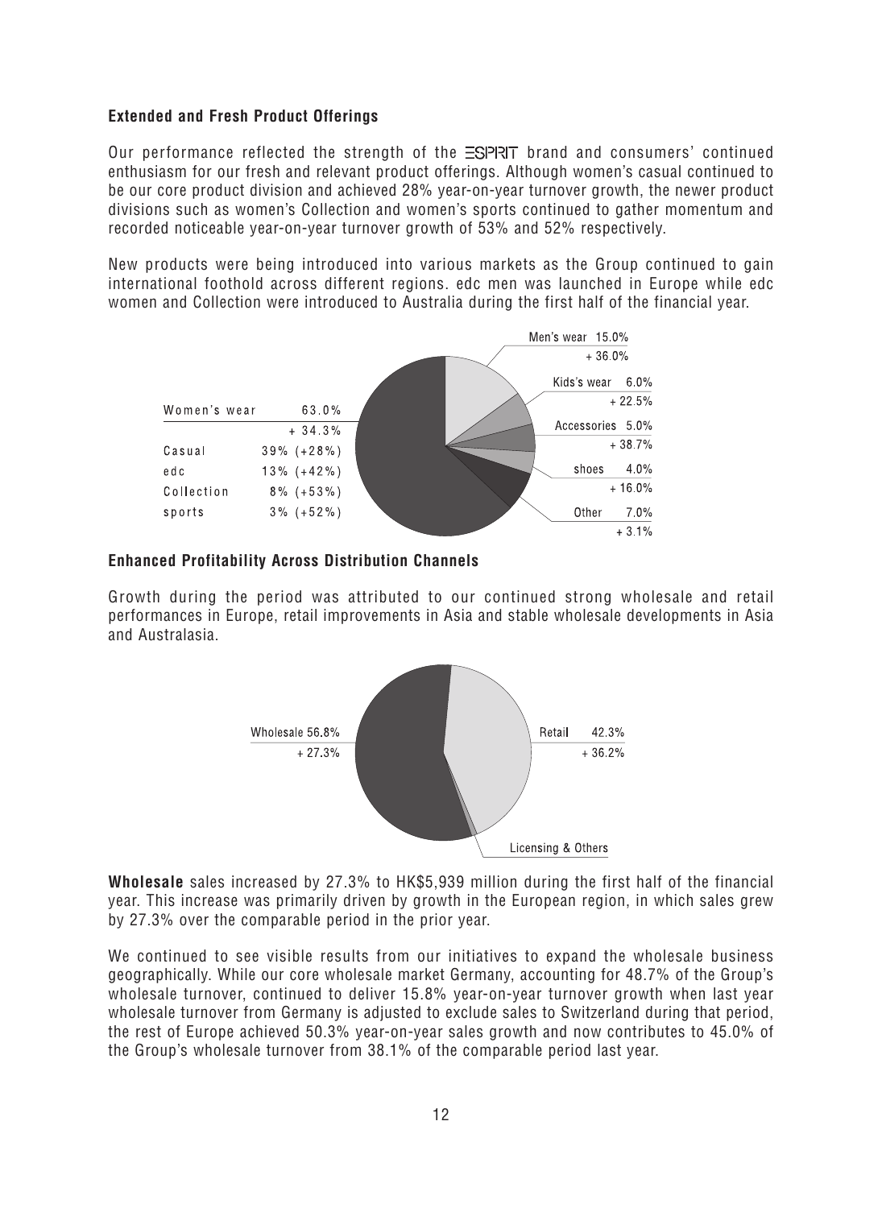### Extended and Fresh Product Offerings

Our performance reflected the strength of the ESPRIT brand and consumers' continued enthusiasm for our fresh and relevant product offerings. Although women's casual continued to be our core product division and achieved 28% year-on-year turnover growth, the newer product divisions such as women's Collection and women's sports continued to gather momentum and recorded noticeable year-on-year turnover growth of 53% and 52% respectively.

New products were being introduced into various markets as the Group continued to gain international foothold across different regions. edc men was launched in Europe while edc women and Collection were introduced to Australia during the first half of the financial year.

| Women's wear | 63.0% |
|---|---|
| | + 34.3% |
| Casual | 39% (+28%) |
| edc | 13% (+42%) |
| Collection | 8% (+53%) |
| sports | 3% (+52%) |

| Category | Share | Growth |
|---|---|---|
| Men's wear | 15.0% | + 36.0% |
| Kids's wear | 6.0% | + 22.5% |
| Accessories | 5.0% | + 38.7% |
| shoes | 4.0% | + 16.0% |
| Other | 7.0% | + 3.1% |

### Enhanced Profitability Across Distribution Channels

Growth during the period was attributed to our continued strong wholesale and retail performances in Europe, retail improvements in Asia and stable wholesale developments in Asia and Australasia.

| Channel | Share | Growth |
|---|---|---|
| Wholesale | 56.8% | + 27.3% |
| Retail | 42.3% | + 36.2% |
| Licensing & Others | | |

**Wholesale** sales increased by 27.3% to HK$5,939 million during the first half of the financial year. This increase was primarily driven by growth in the European region, in which sales grew by 27.3% over the comparable period in the prior year.

We continued to see visible results from our initiatives to expand the wholesale business geographically. While our core wholesale market Germany, accounting for 48.7% of the Group's wholesale turnover, continued to deliver 15.8% year-on-year turnover growth when last year wholesale turnover from Germany is adjusted to exclude sales to Switzerland during that period, the rest of Europe achieved 50.3% year-on-year sales growth and now contributes to 45.0% of the Group's wholesale turnover from 38.1% of the comparable period last year.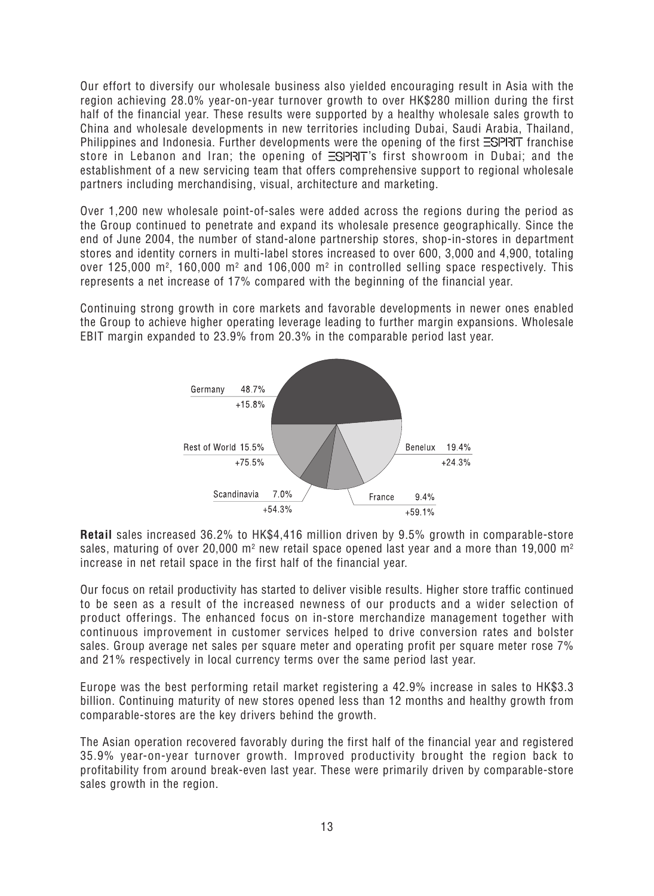Our effort to diversify our wholesale business also yielded encouraging result in Asia with the region achieving 28.0% year-on-year turnover growth to over HK$280 million during the first half of the financial year. These results were supported by a healthy wholesale sales growth to China and wholesale developments in new territories including Dubai, Saudi Arabia, Thailand, Philippines and Indonesia. Further developments were the opening of the first ESPRIT franchise store in Lebanon and Iran; the opening of ESPRIT's first showroom in Dubai; and the establishment of a new servicing team that offers comprehensive support to regional wholesale partners including merchandising, visual, architecture and marketing.

Over 1,200 new wholesale point-of-sales were added across the regions during the period as the Group continued to penetrate and expand its wholesale presence geographically. Since the end of June 2004, the number of stand-alone partnership stores, shop-in-stores in department stores and identity corners in multi-label stores increased to over 600, 3,000 and 4,900, totaling over 125,000 m$^2$, 160,000 m$^2$ and 106,000 m$^2$ in controlled selling space respectively. This represents a net increase of 17% compared with the beginning of the financial year.

Continuing strong growth in core markets and favorable developments in newer ones enabled the Group to achieve higher operating leverage leading to further margin expansions. Wholesale EBIT margin expanded to 23.9% from 20.3% in the comparable period last year.

| Region | Share | Growth |
| --- | --- | --- |
| Germany | 48.7% | +15.8% |
| Benelux | 19.4% | +24.3% |
| France | 9.4% | +59.1% |
| Scandinavia | 7.0% | +54.3% |
| Rest of World | 15.5% | +75.5% |

**Retail** sales increased 36.2% to HK$4,416 million driven by 9.5% growth in comparable-store sales, maturing of over 20,000 m$^2$ new retail space opened last year and a more than 19,000 m$^2$ increase in net retail space in the first half of the financial year.

Our focus on retail productivity has started to deliver visible results. Higher store traffic continued to be seen as a result of the increased newness of our products and a wider selection of product offerings. The enhanced focus on in-store merchandize management together with continuous improvement in customer services helped to drive conversion rates and bolster sales. Group average net sales per square meter and operating profit per square meter rose 7% and 21% respectively in local currency terms over the same period last year.

Europe was the best performing retail market registering a 42.9% increase in sales to HK$3.3 billion. Continuing maturity of new stores opened less than 12 months and healthy growth from comparable-stores are the key drivers behind the growth.

The Asian operation recovered favorably during the first half of the financial year and registered 35.9% year-on-year turnover growth. Improved productivity brought the region back to profitability from around break-even last year. These were primarily driven by comparable-store sales growth in the region.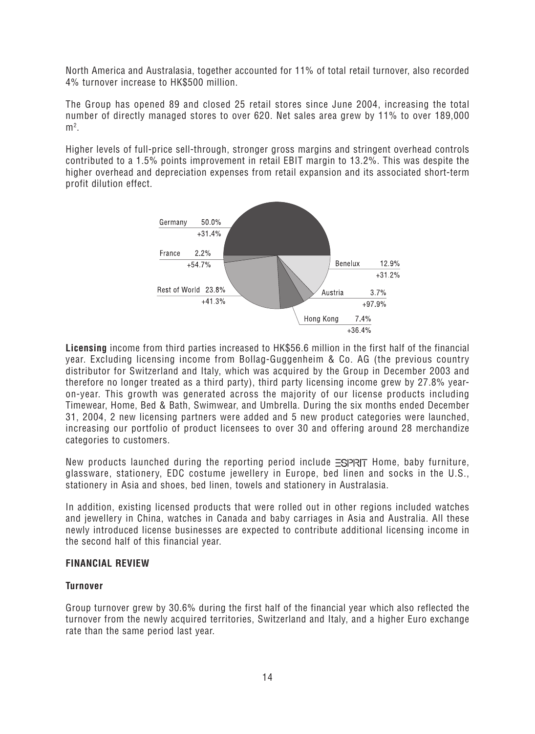North America and Australasia, together accounted for 11% of total retail turnover, also recorded 4% turnover increase to HK$500 million.

The Group has opened 89 and closed 25 retail stores since June 2004, increasing the total number of directly managed stores to over 620. Net sales area grew by 11% to over 189,000 $m^2$.

Higher levels of full-price sell-through, stronger gross margins and stringent overhead controls contributed to a 1.5% points improvement in retail EBIT margin to 13.2%. This was despite the higher overhead and depreciation expenses from retail expansion and its associated short-term profit dilution effect.

| Region | Share | Growth |
|---|---|---|
| Germany | 50.0% | +31.4% |
| France | 2.2% | +54.7% |
| Rest of World | 23.8% | +41.3% |
| Benelux | 12.9% | +31.2% |
| Austria | 3.7% | +97.9% |
| Hong Kong | 7.4% | +36.4% |

**Licensing** income from third parties increased to HK$56.6 million in the first half of the financial year. Excluding licensing income from Bollag-Guggenheim & Co. AG (the previous country distributor for Switzerland and Italy, which was acquired by the Group in December 2003 and therefore no longer treated as a third party), third party licensing income grew by 27.8% year-on-year. This growth was generated across the majority of our license products including Timewear, Home, Bed & Bath, Swimwear, and Umbrella. During the six months ended December 31, 2004, 2 new licensing partners were added and 5 new product categories were launched, increasing our portfolio of product licensees to over 30 and offering around 28 merchandize categories to customers.

New products launched during the reporting period include ESPRIT Home, baby furniture, glassware, stationery, EDC costume jewellery in Europe, bed linen and socks in the U.S., stationery in Asia and shoes, bed linen, towels and stationery in Australasia.

In addition, existing licensed products that were rolled out in other regions included watches and jewellery in China, watches in Canada and baby carriages in Asia and Australia. All these newly introduced license businesses are expected to contribute additional licensing income in the second half of this financial year.

## FINANCIAL REVIEW

### Turnover

Group turnover grew by 30.6% during the first half of the financial year which also reflected the turnover from the newly acquired territories, Switzerland and Italy, and a higher Euro exchange rate than the same period last year.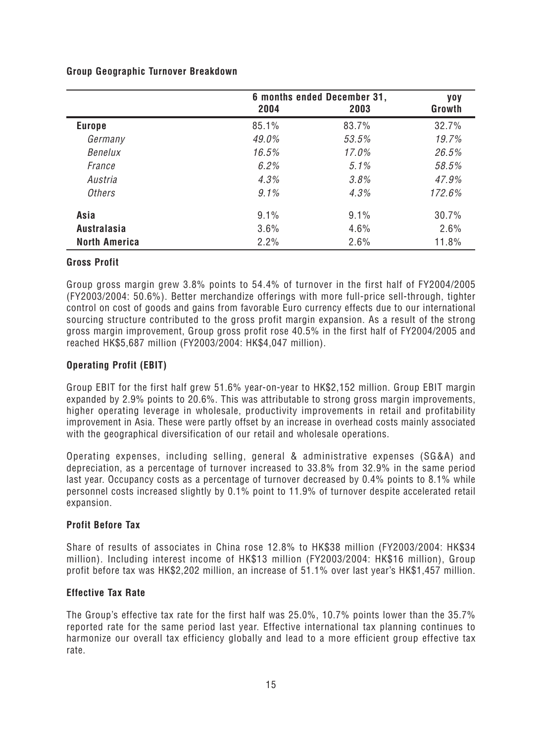**Group Geographic Turnover Breakdown**

| | 6 months ended December 31, | | yoy |
|---|---|---|---|
| | 2004 | 2003 | Growth |
| **Europe** | 85.1% | 83.7% | 32.7% |
| *Germany* | *49.0%* | *53.5%* | *19.7%* |
| *Benelux* | *16.5%* | *17.0%* | *26.5%* |
| *France* | *6.2%* | *5.1%* | *58.5%* |
| *Austria* | *4.3%* | *3.8%* | *47.9%* |
| *Others* | *9.1%* | *4.3%* | *172.6%* |
| **Asia** | 9.1% | 9.1% | 30.7% |
| **Australasia** | 3.6% | 4.6% | 2.6% |
| **North America** | 2.2% | 2.6% | 11.8% |

**Gross Profit**

Group gross margin grew 3.8% points to 54.4% of turnover in the first half of FY2004/2005 (FY2003/2004: 50.6%). Better merchandize offerings with more full-price sell-through, tighter control on cost of goods and gains from favorable Euro currency effects due to our international sourcing structure contributed to the gross profit margin expansion. As a result of the strong gross margin improvement, Group gross profit rose 40.5% in the first half of FY2004/2005 and reached HK$5,687 million (FY2003/2004: HK$4,047 million).

**Operating Profit (EBIT)**

Group EBIT for the first half grew 51.6% year-on-year to HK$2,152 million. Group EBIT margin expanded by 2.9% points to 20.6%. This was attributable to strong gross margin improvements, higher operating leverage in wholesale, productivity improvements in retail and profitability improvement in Asia. These were partly offset by an increase in overhead costs mainly associated with the geographical diversification of our retail and wholesale operations.

Operating expenses, including selling, general & administrative expenses (SG&A) and depreciation, as a percentage of turnover increased to 33.8% from 32.9% in the same period last year. Occupancy costs as a percentage of turnover decreased by 0.4% points to 8.1% while personnel costs increased slightly by 0.1% point to 11.9% of turnover despite accelerated retail expansion.

**Profit Before Tax**

Share of results of associates in China rose 12.8% to HK$38 million (FY2003/2004: HK$34 million). Including interest income of HK$13 million (FY2003/2004: HK$16 million), Group profit before tax was HK$2,202 million, an increase of 51.1% over last year's HK$1,457 million.

**Effective Tax Rate**

The Group's effective tax rate for the first half was 25.0%, 10.7% points lower than the 35.7% reported rate for the same period last year. Effective international tax planning continues to harmonize our overall tax efficiency globally and lead to a more efficient group effective tax rate.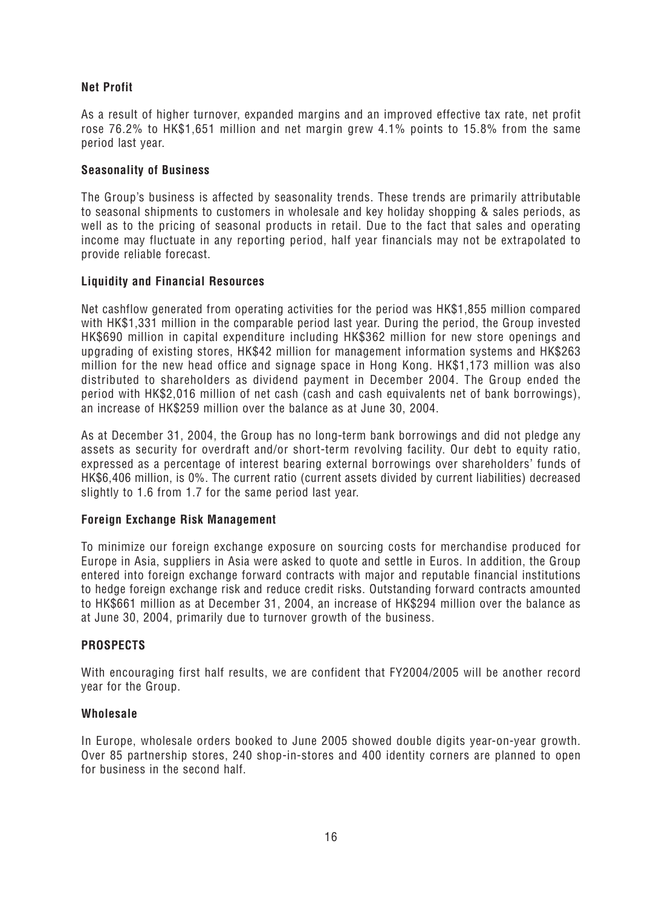### Net Profit

As a result of higher turnover, expanded margins and an improved effective tax rate, net profit rose 76.2% to HK$1,651 million and net margin grew 4.1% points to 15.8% from the same period last year.

### Seasonality of Business

The Group's business is affected by seasonality trends. These trends are primarily attributable to seasonal shipments to customers in wholesale and key holiday shopping & sales periods, as well as to the pricing of seasonal products in retail. Due to the fact that sales and operating income may fluctuate in any reporting period, half year financials may not be extrapolated to provide reliable forecast.

### Liquidity and Financial Resources

Net cashflow generated from operating activities for the period was HK$1,855 million compared with HK$1,331 million in the comparable period last year. During the period, the Group invested HK$690 million in capital expenditure including HK$362 million for new store openings and upgrading of existing stores, HK$42 million for management information systems and HK$263 million for the new head office and signage space in Hong Kong. HK$1,173 million was also distributed to shareholders as dividend payment in December 2004. The Group ended the period with HK$2,016 million of net cash (cash and cash equivalents net of bank borrowings), an increase of HK$259 million over the balance as at June 30, 2004.

As at December 31, 2004, the Group has no long-term bank borrowings and did not pledge any assets as security for overdraft and/or short-term revolving facility. Our debt to equity ratio, expressed as a percentage of interest bearing external borrowings over shareholders' funds of HK$6,406 million, is 0%. The current ratio (current assets divided by current liabilities) decreased slightly to 1.6 from 1.7 for the same period last year.

### Foreign Exchange Risk Management

To minimize our foreign exchange exposure on sourcing costs for merchandise produced for Europe in Asia, suppliers in Asia were asked to quote and settle in Euros. In addition, the Group entered into foreign exchange forward contracts with major and reputable financial institutions to hedge foreign exchange risk and reduce credit risks. Outstanding forward contracts amounted to HK$661 million as at December 31, 2004, an increase of HK$294 million over the balance as at June 30, 2004, primarily due to turnover growth of the business.

## PROSPECTS

With encouraging first half results, we are confident that FY2004/2005 will be another record year for the Group.

### Wholesale

In Europe, wholesale orders booked to June 2005 showed double digits year-on-year growth. Over 85 partnership stores, 240 shop-in-stores and 400 identity corners are planned to open for business in the second half.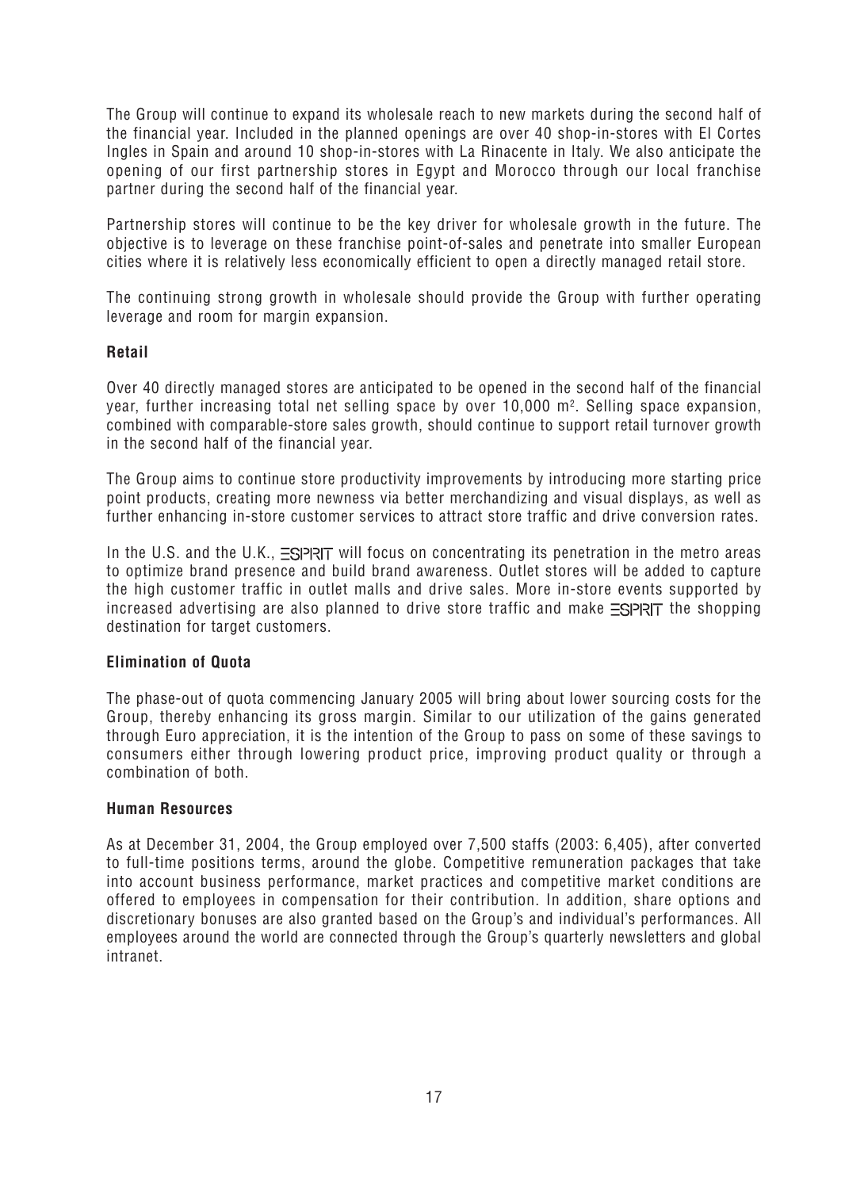The Group will continue to expand its wholesale reach to new markets during the second half of the financial year. Included in the planned openings are over 40 shop-in-stores with El Cortes Ingles in Spain and around 10 shop-in-stores with La Rinacente in Italy. We also anticipate the opening of our first partnership stores in Egypt and Morocco through our local franchise partner during the second half of the financial year.

Partnership stores will continue to be the key driver for wholesale growth in the future. The objective is to leverage on these franchise point-of-sales and penetrate into smaller European cities where it is relatively less economically efficient to open a directly managed retail store.

The continuing strong growth in wholesale should provide the Group with further operating leverage and room for margin expansion.

**Retail**

Over 40 directly managed stores are anticipated to be opened in the second half of the financial year, further increasing total net selling space by over 10,000 $m^2$. Selling space expansion, combined with comparable-store sales growth, should continue to support retail turnover growth in the second half of the financial year.

The Group aims to continue store productivity improvements by introducing more starting price point products, creating more newness via better merchandizing and visual displays, as well as further enhancing in-store customer services to attract store traffic and drive conversion rates.

In the U.S. and the U.K., ESPRIT will focus on concentrating its penetration in the metro areas to optimize brand presence and build brand awareness. Outlet stores will be added to capture the high customer traffic in outlet malls and drive sales. More in-store events supported by increased advertising are also planned to drive store traffic and make ESPRIT the shopping destination for target customers.

**Elimination of Quota**

The phase-out of quota commencing January 2005 will bring about lower sourcing costs for the Group, thereby enhancing its gross margin. Similar to our utilization of the gains generated through Euro appreciation, it is the intention of the Group to pass on some of these savings to consumers either through lowering product price, improving product quality or through a combination of both.

**Human Resources**

As at December 31, 2004, the Group employed over 7,500 staffs (2003: 6,405), after converted to full-time positions terms, around the globe. Competitive remuneration packages that take into account business performance, market practices and competitive market conditions are offered to employees in compensation for their contribution. In addition, share options and discretionary bonuses are also granted based on the Group's and individual's performances. All employees around the world are connected through the Group's quarterly newsletters and global intranet.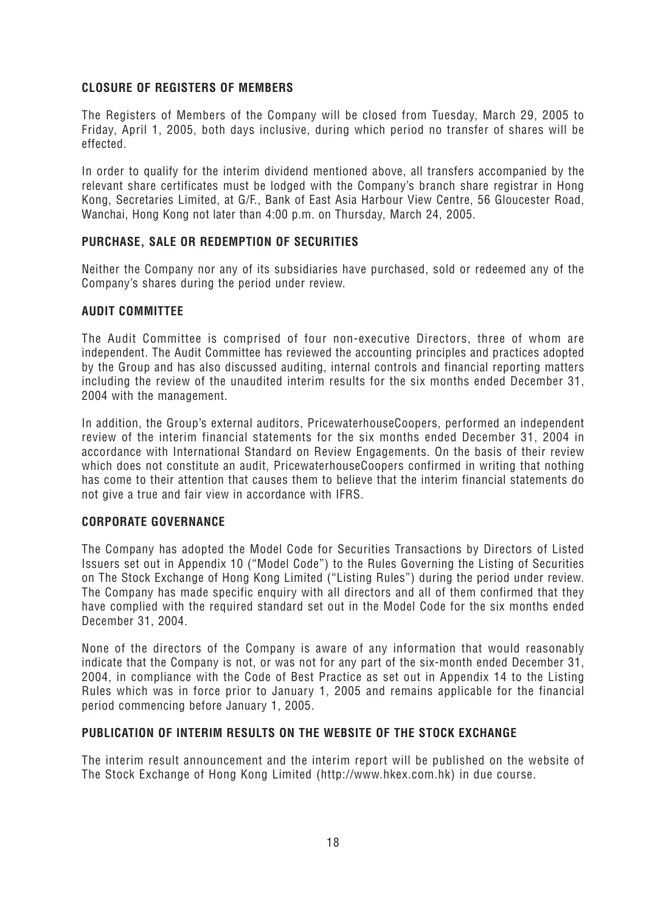## CLOSURE OF REGISTERS OF MEMBERS

The Registers of Members of the Company will be closed from Tuesday, March 29, 2005 to Friday, April 1, 2005, both days inclusive, during which period no transfer of shares will be effected.

In order to qualify for the interim dividend mentioned above, all transfers accompanied by the relevant share certificates must be lodged with the Company's branch share registrar in Hong Kong, Secretaries Limited, at G/F., Bank of East Asia Harbour View Centre, 56 Gloucester Road, Wanchai, Hong Kong not later than 4:00 p.m. on Thursday, March 24, 2005.

## PURCHASE, SALE OR REDEMPTION OF SECURITIES

Neither the Company nor any of its subsidiaries have purchased, sold or redeemed any of the Company's shares during the period under review.

## AUDIT COMMITTEE

The Audit Committee is comprised of four non-executive Directors, three of whom are independent. The Audit Committee has reviewed the accounting principles and practices adopted by the Group and has also discussed auditing, internal controls and financial reporting matters including the review of the unaudited interim results for the six months ended December 31, 2004 with the management.

In addition, the Group's external auditors, PricewaterhouseCoopers, performed an independent review of the interim financial statements for the six months ended December 31, 2004 in accordance with International Standard on Review Engagements. On the basis of their review which does not constitute an audit, PricewaterhouseCoopers confirmed in writing that nothing has come to their attention that causes them to believe that the interim financial statements do not give a true and fair view in accordance with IFRS.

## CORPORATE GOVERNANCE

The Company has adopted the Model Code for Securities Transactions by Directors of Listed Issuers set out in Appendix 10 ("Model Code") to the Rules Governing the Listing of Securities on The Stock Exchange of Hong Kong Limited ("Listing Rules") during the period under review. The Company has made specific enquiry with all directors and all of them confirmed that they have complied with the required standard set out in the Model Code for the six months ended December 31, 2004.

None of the directors of the Company is aware of any information that would reasonably indicate that the Company is not, or was not for any part of the six-month ended December 31, 2004, in compliance with the Code of Best Practice as set out in Appendix 14 to the Listing Rules which was in force prior to January 1, 2005 and remains applicable for the financial period commencing before January 1, 2005.

## PUBLICATION OF INTERIM RESULTS ON THE WEBSITE OF THE STOCK EXCHANGE

The interim result announcement and the interim report will be published on the website of The Stock Exchange of Hong Kong Limited (http://www.hkex.com.hk) in due course.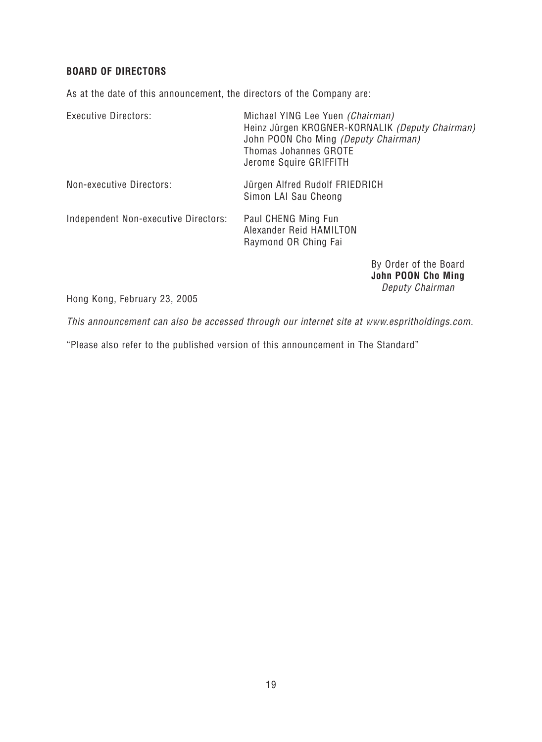**BOARD OF DIRECTORS**

As at the date of this announcement, the directors of the Company are:

| | |
|---|---|
| Executive Directors: | Michael YING Lee Yuen *(Chairman)*<br>Heinz Jürgen KROGNER-KORNALIK *(Deputy Chairman)*<br>John POON Cho Ming *(Deputy Chairman)*<br>Thomas Johannes GROTE<br>Jerome Squire GRIFFITH |
| Non-executive Directors: | Jürgen Alfred Rudolf FRIEDRICH<br>Simon LAI Sau Cheong |
| Independent Non-executive Directors: | Paul CHENG Ming Fun<br>Alexander Reid HAMILTON<br>Raymond OR Ching Fai |

By Order of the Board
**John POON Cho Ming**
*Deputy Chairman*

Hong Kong, February 23, 2005

*This announcement can also be accessed through our internet site at www.espritholdings.com.*

"Please also refer to the published version of this announcement in The Standard"